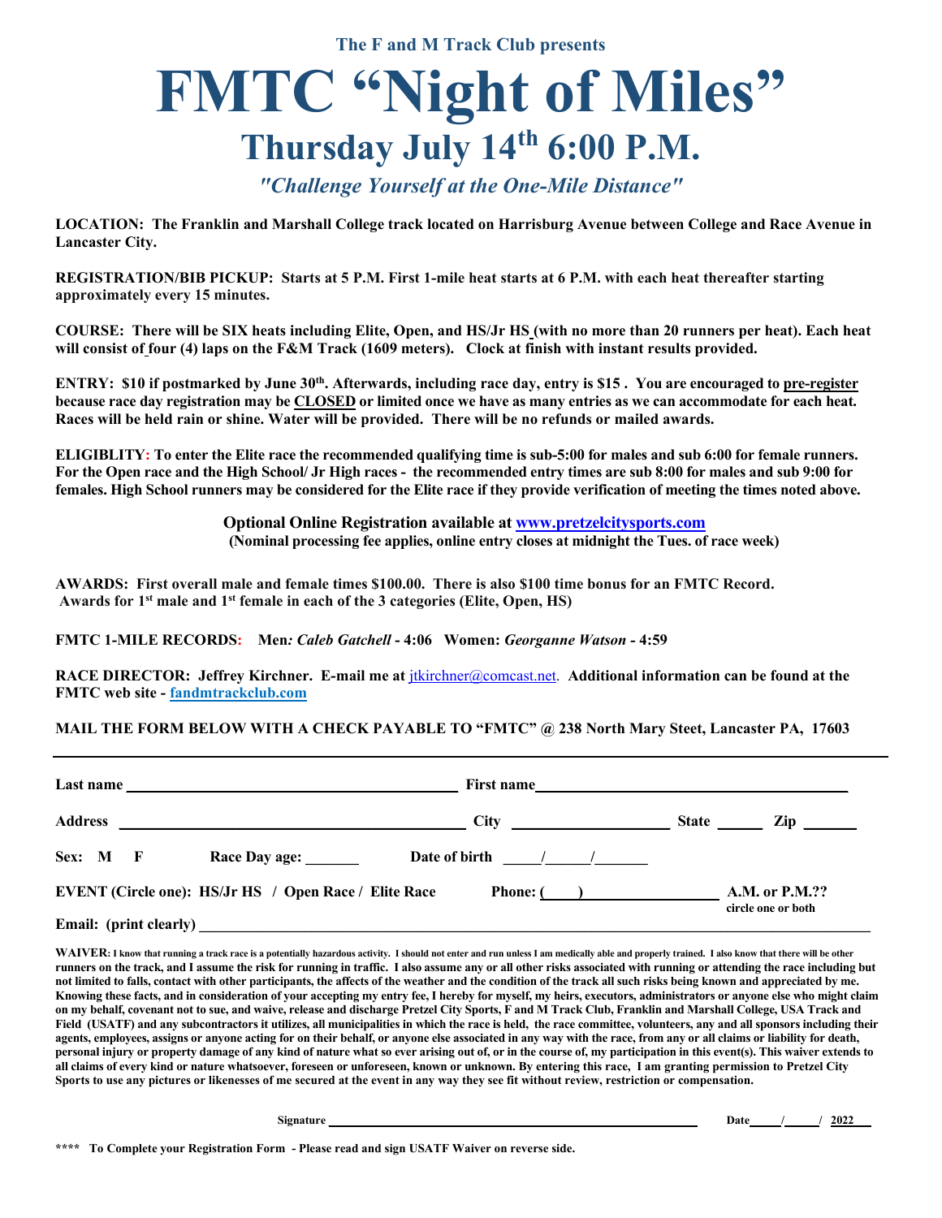The F and M Track Club presents

# FMTC "Night of Miles"

## Thursday July 14th 6:00 P.M.

*"Challenge Yourself at the One-Mile Distance"*

**LOCATION: The Franklin and Marshall College track located on Harrisburg Avenue between College and Race Avenue in Lancaster City.**

**REGISTRATION/BIB PICKUP: Starts at 5 P.M. First 1-mile heat starts at 6 P.M. with each heat thereafter starting approximately every 15 minutes.**

**COURSE: There will be SIX heats including Elite, Open, and HS/Jr HS (with no more than 20 runners per heat). Each heat will consist of four (4) laps on the F&M Track (1609 meters). Clock at finish with instant results provided.**

**ENTRY: $10 if postmarked by June 30th. Afterwards, including race day, entry is $15 . You are encouraged to pre-register because race day registration may be CLOSED or limited once we have as many entries as we can accommodate for each heat. Races will be held rain or shine. Water will be provided. There will be no refunds or mailed awards.**

**ELIGIBLITY: To enter the Elite race the recommended qualifying time is sub-5:00 for males and sub 6:00 for female runners. For the Open race and the High School/ Jr High races - the recommended entry times are sub 8:00 for males and sub 9:00 for females. High School runners may be considered for the Elite race if they provide verification of meeting the times noted above.**

**Optional Online Registration available at www.pretzelcitysports.com**
**(Nominal processing fee applies, online entry closes at midnight the Tues. of race week)**

**AWARDS: First overall male and female times $100.00. There is also $100 time bonus for an FMTC Record. Awards for 1st male and 1st female in each of the 3 categories (Elite, Open, HS)**

**FMTC 1-MILE RECORDS: Men: *Caleb Gatchell* - 4:06 Women: *Georganne Watson* - 4:59**

**RACE DIRECTOR: Jeffrey Kirchner. E-mail me at jtkirchner@comcast.net. Additional information can be found at the FMTC web site - fandmtrackclub.com**

**MAIL THE FORM BELOW WITH A CHECK PAYABLE TO "FMTC" @ 238 North Mary Steet, Lancaster PA, 17603**

---

**Last name** ______________________ **First name** ______________________

**Address** ______________________ **City** ______________ **State** ______ **Zip** ______

**Sex: M F** **Race Day age:** _______ **Date of birth** ____/____/______

**EVENT (Circle one): HS/Jr HS / Open Race / Elite Race** **Phone: (____)** ______________ **A.M. or P.M.??** circle one or both

**Email: (print clearly)** ______________________________________________

**WAIVER: I know that running a track race is a potentially hazardous activity. I should not enter and run unless I am medically able and properly trained. I also know that there will be other runners on the track, and I assume the risk for running in traffic. I also assume any or all other risks associated with running or attending the race including but not limited to falls, contact with other participants, the affects of the weather and the condition of the track all such risks being known and appreciated by me. Knowing these facts, and in consideration of your accepting my entry fee, I hereby for myself, my heirs, executors, administrators or anyone else who might claim on my behalf, covenant not to sue, and waive, release and discharge Pretzel City Sports, F and M Track Club, Franklin and Marshall College, USA Track and Field (USATF) and any subcontractors it utilizes, all municipalities in which the race is held, the race committee, volunteers, any and all sponsors including their agents, employees, assigns or anyone acting for on their behalf, or anyone else associated in any way with the race, from any or all claims or liability for death, personal injury or property damage of any kind of nature what so ever arising out of, or in the course of, my participation in this event(s). This waiver extends to all claims of every kind or nature whatsoever, foreseen or unforeseen, known or unknown. By entering this race, I am granting permission to Pretzel City Sports to use any pictures or likenesses of me secured at the event in any way they see fit without review, restriction or compensation.**

**Signature** ______________________________ **Date** ____/____/ 2022

**\*\*\*\* To Complete your Registration Form - Please read and sign USATF Waiver on reverse side.**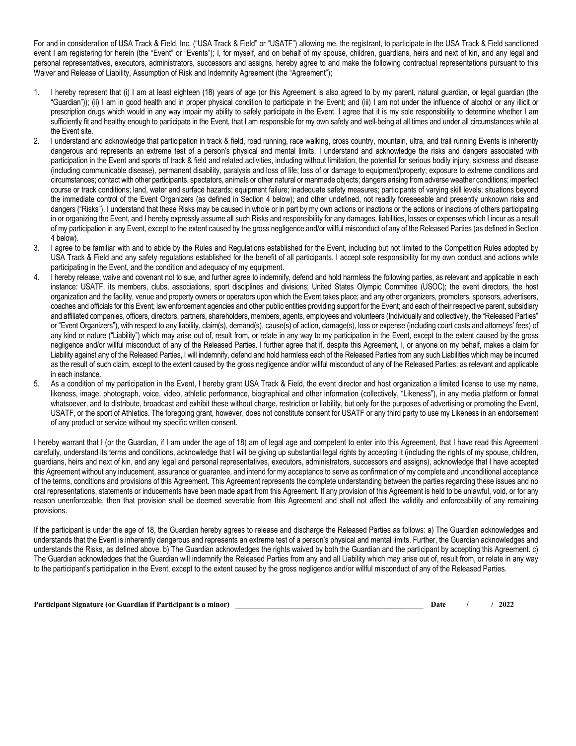For and in consideration of USA Track & Field, Inc. ("USA Track & Field" or "USATF") allowing me, the registrant, to participate in the USA Track & Field sanctioned event I am registering for herein (the "Event" or "Events"); I, for myself, and on behalf of my spouse, children, guardians, heirs and next of kin, and any legal and personal representatives, executors, administrators, successors and assigns, hereby agree to and make the following contractual representations pursuant to this Waiver and Release of Liability, Assumption of Risk and Indemnity Agreement (the "Agreement");

1. I hereby represent that (i) I am at least eighteen (18) years of age (or this Agreement is also agreed to by my parent, natural guardian, or legal guardian (the "Guardian")); (ii) I am in good health and in proper physical condition to participate in the Event; and (iii) I am not under the influence of alcohol or any illicit or prescription drugs which would in any way impair my ability to safely participate in the Event. I agree that it is my sole responsibility to determine whether I am sufficiently fit and healthy enough to participate in the Event, that I am responsible for my own safety and well-being at all times and under all circumstances while at the Event site.
2. I understand and acknowledge that participation in track & field, road running, race walking, cross country, mountain, ultra, and trail running Events is inherently dangerous and represents an extreme test of a person's physical and mental limits. I understand and acknowledge the risks and dangers associated with participation in the Event and sports of track & field and related activities, including without limitation, the potential for serious bodily injury, sickness and disease (including communicable disease), permanent disability, paralysis and loss of life; loss of or damage to equipment/property; exposure to extreme conditions and circumstances; contact with other participants, spectators, animals or other natural or manmade objects; dangers arising from adverse weather conditions; imperfect course or track conditions; land, water and surface hazards; equipment failure; inadequate safety measures; participants of varying skill levels; situations beyond the immediate control of the Event Organizers (as defined in Section 4 below); and other undefined, not readily foreseeable and presently unknown risks and dangers ("Risks"). I understand that these Risks may be caused in whole or in part by my own actions or inactions or the actions or inactions of others participating in or organizing the Event, and I hereby expressly assume all such Risks and responsibility for any damages, liabilities, losses or expenses which I incur as a result of my participation in any Event, except to the extent caused by the gross negligence and/or willful misconduct of any of the Released Parties (as defined in Section 4 below).
3. I agree to be familiar with and to abide by the Rules and Regulations established for the Event, including but not limited to the Competition Rules adopted by USA Track & Field and any safety regulations established for the benefit of all participants. I accept sole responsibility for my own conduct and actions while participating in the Event, and the condition and adequacy of my equipment.
4. I hereby release, waive and covenant not to sue, and further agree to indemnify, defend and hold harmless the following parties, as relevant and applicable in each instance: USATF, its members, clubs, associations, sport disciplines and divisions; United States Olympic Committee (USOC); the event directors, the host organization and the facility, venue and property owners or operators upon which the Event takes place; and any other organizers, promoters, sponsors, advertisers, coaches and officials for this Event; law enforcement agencies and other public entities providing support for the Event; and each of their respective parent, subsidiary and affiliated companies, officers, directors, partners, shareholders, members, agents, employees and volunteers (Individually and collectively, the "Released Parties" or "Event Organizers"), with respect to any liability, claim(s), demand(s), cause(s) of action, damage(s), loss or expense (including court costs and attorneys' fees) of any kind or nature ("Liability") which may arise out of, result from, or relate in any way to my participation in the Event, except to the extent caused by the gross negligence and/or willful misconduct of any of the Released Parties. I further agree that if, despite this Agreement, I, or anyone on my behalf, makes a claim for Liability against any of the Released Parties, I will indemnify, defend and hold harmless each of the Released Parties from any such Liabilities which may be incurred as the result of such claim, except to the extent caused by the gross negligence and/or willful misconduct of any of the Released Parties, as relevant and applicable in each instance.
5. As a condition of my participation in the Event, I hereby grant USA Track & Field, the event director and host organization a limited license to use my name, likeness, image, photograph, voice, video, athletic performance, biographical and other information (collectively, "Likeness"), in any media platform or format whatsoever, and to distribute, broadcast and exhibit these without charge, restriction or liability, but only for the purposes of advertising or promoting the Event, USATF, or the sport of Athletics. The foregoing grant, however, does not constitute consent for USATF or any third party to use my Likeness in an endorsement of any product or service without my specific written consent.

I hereby warrant that I (or the Guardian, if I am under the age of 18) am of legal age and competent to enter into this Agreement, that I have read this Agreement carefully, understand its terms and conditions, acknowledge that I will be giving up substantial legal rights by accepting it (including the rights of my spouse, children, guardians, heirs and next of kin, and any legal and personal representatives, executors, administrators, successors and assigns), acknowledge that I have accepted this Agreement without any inducement, assurance or guarantee, and intend for my acceptance to serve as confirmation of my complete and unconditional acceptance of the terms, conditions and provisions of this Agreement. This Agreement represents the complete understanding between the parties regarding these issues and no oral representations, statements or inducements have been made apart from this Agreement. If any provision of this Agreement is held to be unlawful, void, or for any reason unenforceable, then that provision shall be deemed severable from this Agreement and shall not affect the validity and enforceability of any remaining provisions.

If the participant is under the age of 18, the Guardian hereby agrees to release and discharge the Released Parties as follows: a) The Guardian acknowledges and understands that the Event is inherently dangerous and represents an extreme test of a person's physical and mental limits. Further, the Guardian acknowledges and understands the Risks, as defined above. b) The Guardian acknowledges the rights waived by both the Guardian and the participant by accepting this Agreement. c) The Guardian acknowledges that the Guardian will indemnify the Released Parties from any and all Liability which may arise out of, result from, or relate in any way to the participant's participation in the Event, except to the extent caused by the gross negligence and/or willful misconduct of any of the Released Parties.

**Participant Signature (or Guardian if Participant is a minor)** ______________________________ **Date**_____/_____/ **2022**